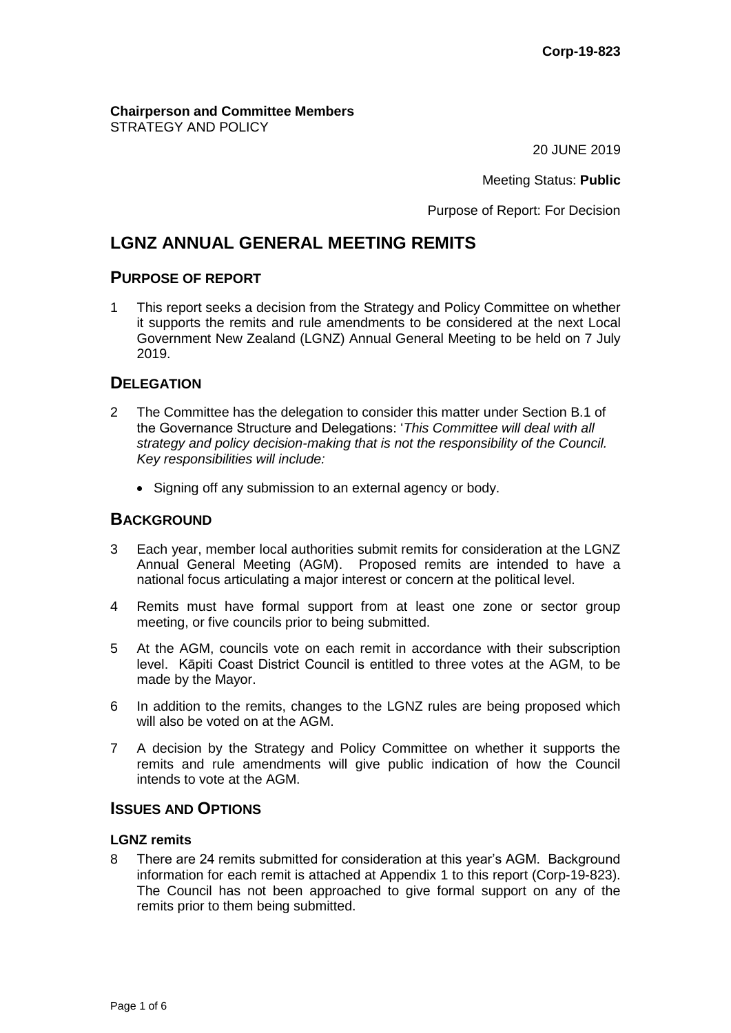**Corp-19-823**

**Chairperson and Committee Members**
STRATEGY AND POLICY

20 JUNE 2019

Meeting Status: **Public**

Purpose of Report: For Decision

# LGNZ ANNUAL GENERAL MEETING REMITS

## PURPOSE OF REPORT

1 This report seeks a decision from the Strategy and Policy Committee on whether it supports the remits and rule amendments to be considered at the next Local Government New Zealand (LGNZ) Annual General Meeting to be held on 7 July 2019.

## DELEGATION

2 The Committee has the delegation to consider this matter under Section B.1 of the Governance Structure and Delegations: '*This Committee will deal with all strategy and policy decision-making that is not the responsibility of the Council. Key responsibilities will include:*

- Signing off any submission to an external agency or body.

## BACKGROUND

3 Each year, member local authorities submit remits for consideration at the LGNZ Annual General Meeting (AGM). Proposed remits are intended to have a national focus articulating a major interest or concern at the political level.

4 Remits must have formal support from at least one zone or sector group meeting, or five councils prior to being submitted.

5 At the AGM, councils vote on each remit in accordance with their subscription level. Kāpiti Coast District Council is entitled to three votes at the AGM, to be made by the Mayor.

6 In addition to the remits, changes to the LGNZ rules are being proposed which will also be voted on at the AGM.

7 A decision by the Strategy and Policy Committee on whether it supports the remits and rule amendments will give public indication of how the Council intends to vote at the AGM.

## ISSUES AND OPTIONS

### LGNZ remits

8 There are 24 remits submitted for consideration at this year's AGM. Background information for each remit is attached at Appendix 1 to this report (Corp-19-823). The Council has not been approached to give formal support on any of the remits prior to them being submitted.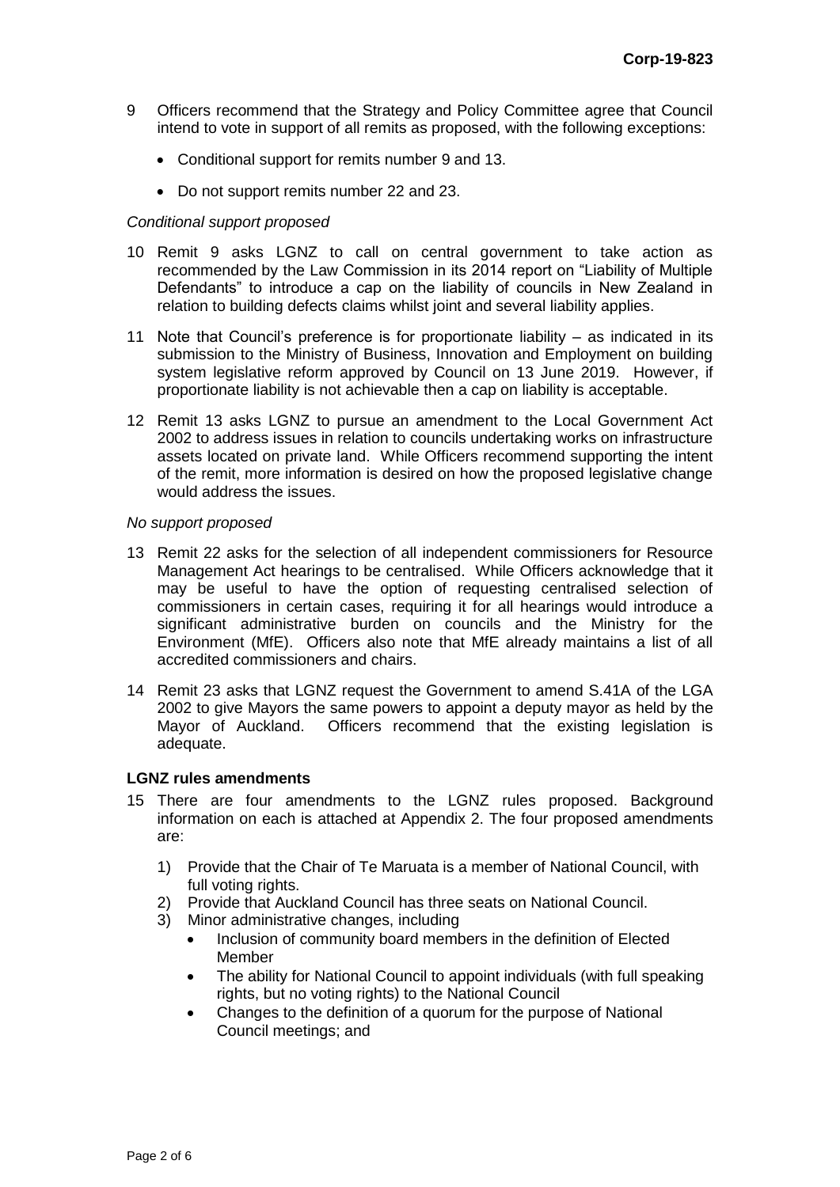9 Officers recommend that the Strategy and Policy Committee agree that Council intend to vote in support of all remits as proposed, with the following exceptions:

- Conditional support for remits number 9 and 13.
- Do not support remits number 22 and 23.

*Conditional support proposed*

10 Remit 9 asks LGNZ to call on central government to take action as recommended by the Law Commission in its 2014 report on "Liability of Multiple Defendants" to introduce a cap on the liability of councils in New Zealand in relation to building defects claims whilst joint and several liability applies.

11 Note that Council's preference is for proportionate liability – as indicated in its submission to the Ministry of Business, Innovation and Employment on building system legislative reform approved by Council on 13 June 2019. However, if proportionate liability is not achievable then a cap on liability is acceptable.

12 Remit 13 asks LGNZ to pursue an amendment to the Local Government Act 2002 to address issues in relation to councils undertaking works on infrastructure assets located on private land. While Officers recommend supporting the intent of the remit, more information is desired on how the proposed legislative change would address the issues.

*No support proposed*

13 Remit 22 asks for the selection of all independent commissioners for Resource Management Act hearings to be centralised. While Officers acknowledge that it may be useful to have the option of requesting centralised selection of commissioners in certain cases, requiring it for all hearings would introduce a significant administrative burden on councils and the Ministry for the Environment (MfE). Officers also note that MfE already maintains a list of all accredited commissioners and chairs.

14 Remit 23 asks that LGNZ request the Government to amend S.41A of the LGA 2002 to give Mayors the same powers to appoint a deputy mayor as held by the Mayor of Auckland. Officers recommend that the existing legislation is adequate.

**LGNZ rules amendments**

15 There are four amendments to the LGNZ rules proposed. Background information on each is attached at Appendix 2. The four proposed amendments are:

1) Provide that the Chair of Te Maruata is a member of National Council, with full voting rights.
2) Provide that Auckland Council has three seats on National Council.
3) Minor administrative changes, including
   - Inclusion of community board members in the definition of Elected Member
   - The ability for National Council to appoint individuals (with full speaking rights, but no voting rights) to the National Council
   - Changes to the definition of a quorum for the purpose of National Council meetings; and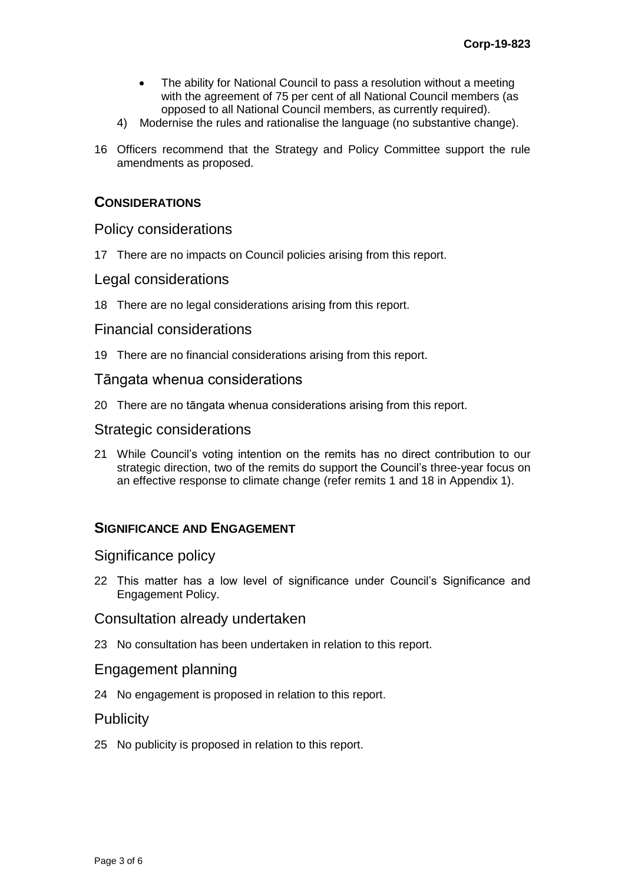- The ability for National Council to pass a resolution without a meeting with the agreement of 75 per cent of all National Council members (as opposed to all National Council members, as currently required).

4) Modernise the rules and rationalise the language (no substantive change).

16 Officers recommend that the Strategy and Policy Committee support the rule amendments as proposed.

## CONSIDERATIONS

### Policy considerations

17 There are no impacts on Council policies arising from this report.

### Legal considerations

18 There are no legal considerations arising from this report.

### Financial considerations

19 There are no financial considerations arising from this report.

### Tāngata whenua considerations

20 There are no tāngata whenua considerations arising from this report.

### Strategic considerations

21 While Council's voting intention on the remits has no direct contribution to our strategic direction, two of the remits do support the Council's three-year focus on an effective response to climate change (refer remits 1 and 18 in Appendix 1).

## SIGNIFICANCE AND ENGAGEMENT

### Significance policy

22 This matter has a low level of significance under Council's Significance and Engagement Policy.

### Consultation already undertaken

23 No consultation has been undertaken in relation to this report.

### Engagement planning

24 No engagement is proposed in relation to this report.

### Publicity

25 No publicity is proposed in relation to this report.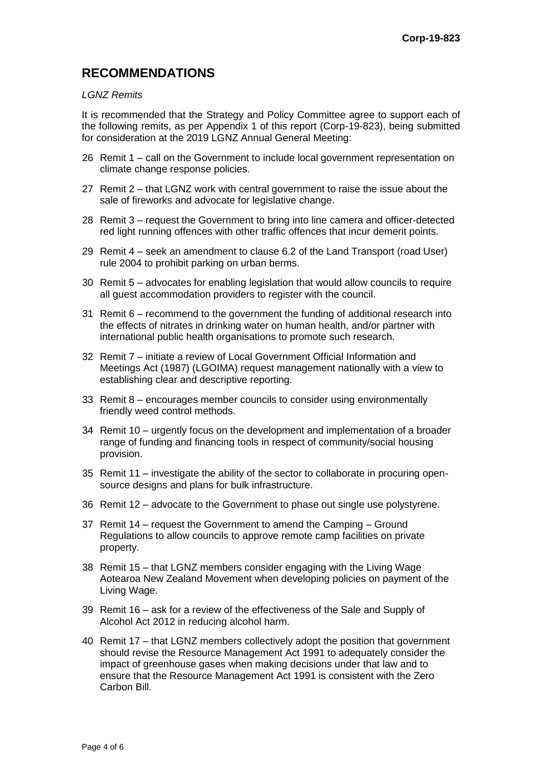## RECOMMENDATIONS

*LGNZ Remits*

It is recommended that the Strategy and Policy Committee agree to support each of the following remits, as per Appendix 1 of this report (Corp-19-823), being submitted for consideration at the 2019 LGNZ Annual General Meeting:

26 Remit 1 – call on the Government to include local government representation on climate change response policies.

27 Remit 2 – that LGNZ work with central government to raise the issue about the sale of fireworks and advocate for legislative change.

28 Remit 3 – request the Government to bring into line camera and officer-detected red light running offences with other traffic offences that incur demerit points.

29 Remit 4 – seek an amendment to clause 6.2 of the Land Transport (road User) rule 2004 to prohibit parking on urban berms.

30 Remit 5 – advocates for enabling legislation that would allow councils to require all guest accommodation providers to register with the council.

31 Remit 6 – recommend to the government the funding of additional research into the effects of nitrates in drinking water on human health, and/or partner with international public health organisations to promote such research.

32 Remit 7 – initiate a review of Local Government Official Information and Meetings Act (1987) (LGOIMA) request management nationally with a view to establishing clear and descriptive reporting.

33 Remit 8 – encourages member councils to consider using environmentally friendly weed control methods.

34 Remit 10 – urgently focus on the development and implementation of a broader range of funding and financing tools in respect of community/social housing provision.

35 Remit 11 – investigate the ability of the sector to collaborate in procuring open-source designs and plans for bulk infrastructure.

36 Remit 12 – advocate to the Government to phase out single use polystyrene.

37 Remit 14 – request the Government to amend the Camping – Ground Regulations to allow councils to approve remote camp facilities on private property.

38 Remit 15 – that LGNZ members consider engaging with the Living Wage Aotearoa New Zealand Movement when developing policies on payment of the Living Wage.

39 Remit 16 – ask for a review of the effectiveness of the Sale and Supply of Alcohol Act 2012 in reducing alcohol harm.

40 Remit 17 – that LGNZ members collectively adopt the position that government should revise the Resource Management Act 1991 to adequately consider the impact of greenhouse gases when making decisions under that law and to ensure that the Resource Management Act 1991 is consistent with the Zero Carbon Bill.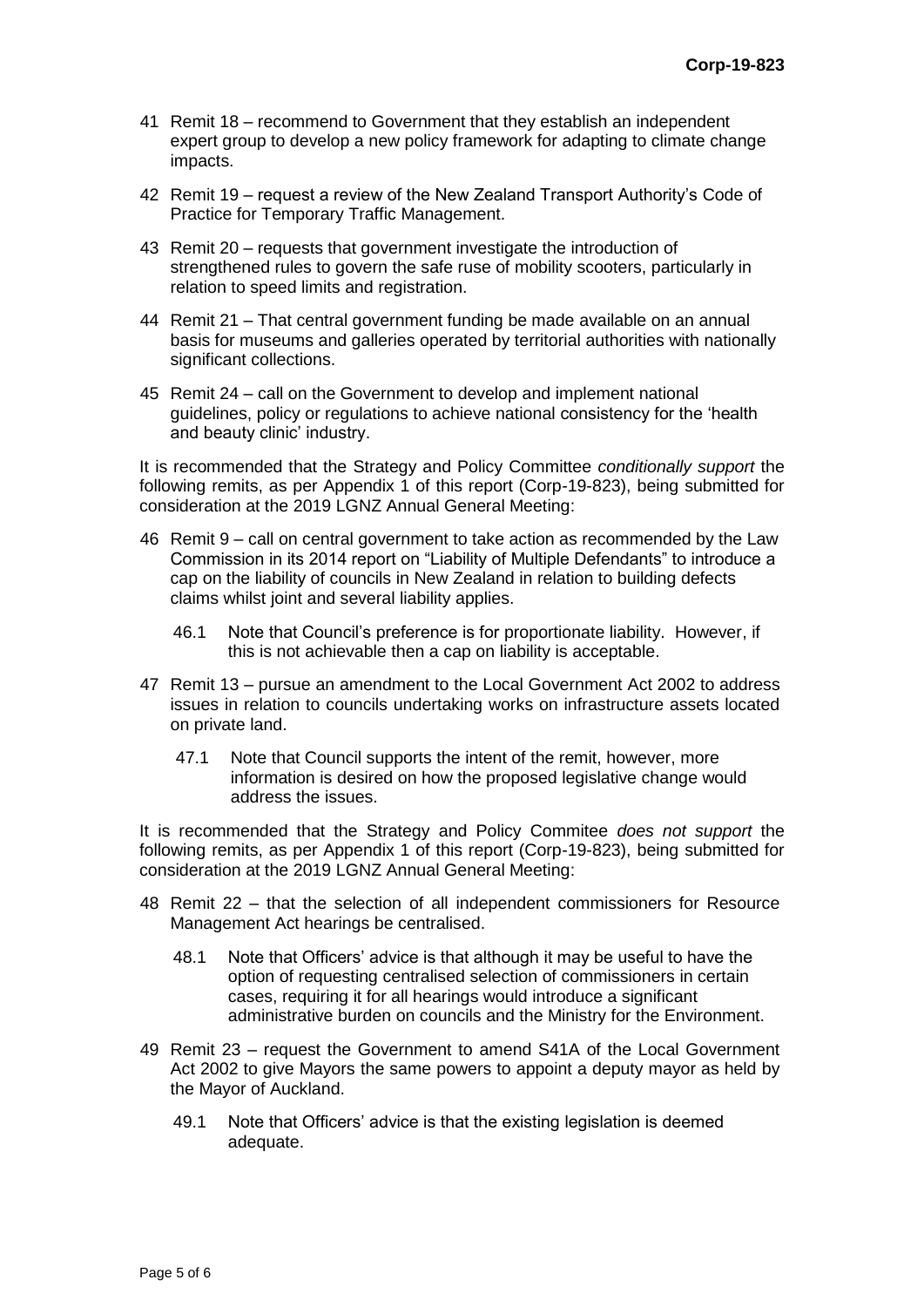41 Remit 18 – recommend to Government that they establish an independent expert group to develop a new policy framework for adapting to climate change impacts.

42 Remit 19 – request a review of the New Zealand Transport Authority's Code of Practice for Temporary Traffic Management.

43 Remit 20 – requests that government investigate the introduction of strengthened rules to govern the safe ruse of mobility scooters, particularly in relation to speed limits and registration.

44 Remit 21 – That central government funding be made available on an annual basis for museums and galleries operated by territorial authorities with nationally significant collections.

45 Remit 24 – call on the Government to develop and implement national guidelines, policy or regulations to achieve national consistency for the 'health and beauty clinic' industry.

It is recommended that the Strategy and Policy Committee *conditionally support* the following remits, as per Appendix 1 of this report (Corp-19-823), being submitted for consideration at the 2019 LGNZ Annual General Meeting:

46 Remit 9 – call on central government to take action as recommended by the Law Commission in its 2014 report on "Liability of Multiple Defendants" to introduce a cap on the liability of councils in New Zealand in relation to building defects claims whilst joint and several liability applies.

46.1 Note that Council's preference is for proportionate liability. However, if this is not achievable then a cap on liability is acceptable.

47 Remit 13 – pursue an amendment to the Local Government Act 2002 to address issues in relation to councils undertaking works on infrastructure assets located on private land.

47.1 Note that Council supports the intent of the remit, however, more information is desired on how the proposed legislative change would address the issues.

It is recommended that the Strategy and Policy Commitee *does not support* the following remits, as per Appendix 1 of this report (Corp-19-823), being submitted for consideration at the 2019 LGNZ Annual General Meeting:

48 Remit 22 – that the selection of all independent commissioners for Resource Management Act hearings be centralised.

48.1 Note that Officers' advice is that although it may be useful to have the option of requesting centralised selection of commissioners in certain cases, requiring it for all hearings would introduce a significant administrative burden on councils and the Ministry for the Environment.

49 Remit 23 – request the Government to amend S41A of the Local Government Act 2002 to give Mayors the same powers to appoint a deputy mayor as held by the Mayor of Auckland.

49.1 Note that Officers' advice is that the existing legislation is deemed adequate.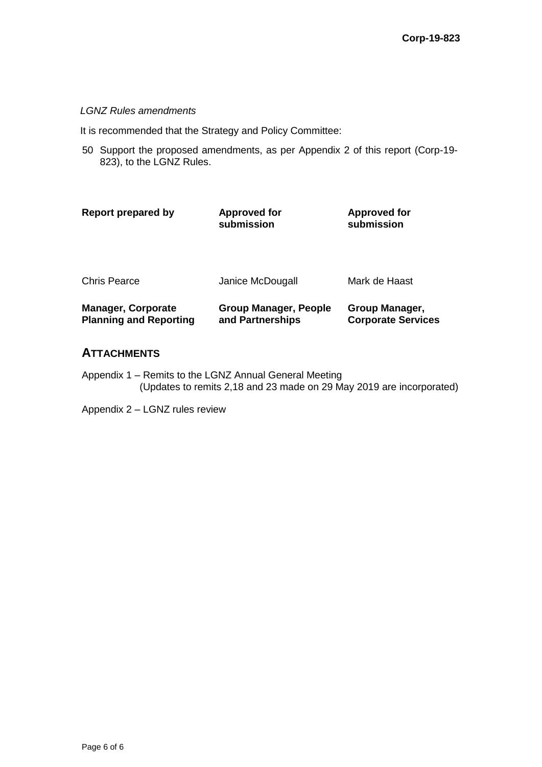*LGNZ Rules amendments*

It is recommended that the Strategy and Policy Committee:

50 Support the proposed amendments, as per Appendix 2 of this report (Corp-19-823), to the LGNZ Rules.

| **Report prepared by** | **Approved for submission** | **Approved for submission** |
|---|---|---|
| Chris Pearce | Janice McDougall | Mark de Haast |
| **Manager, Corporate Planning and Reporting** | **Group Manager, People and Partnerships** | **Group Manager, Corporate Services** |

## ATTACHMENTS

Appendix 1 – Remits to the LGNZ Annual General Meeting
(Updates to remits 2,18 and 23 made on 29 May 2019 are incorporated)

Appendix 2 – LGNZ rules review